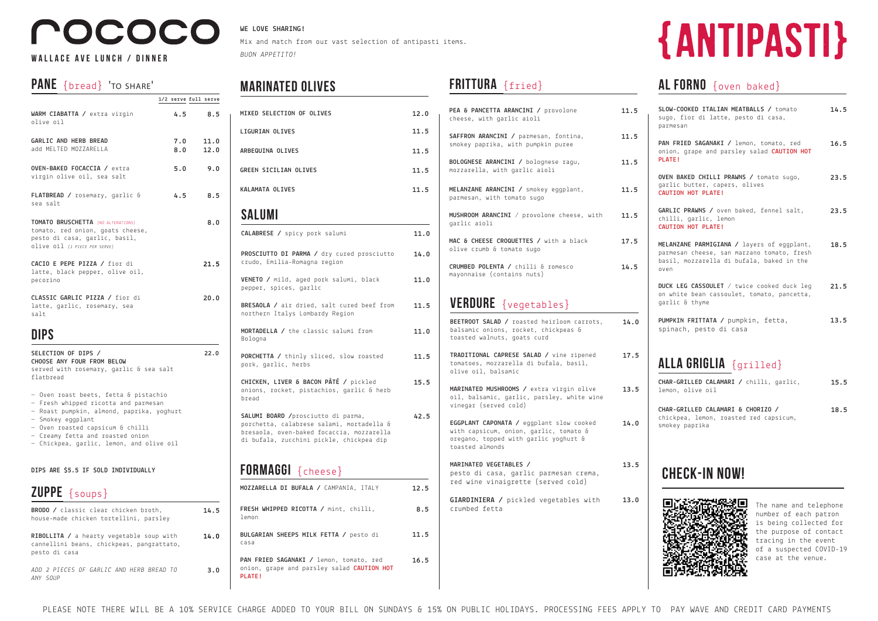# rococo

**WALLACE AVE LUNCH / DINNER**

**WE LOVE SHARING!**

Mix and match from our vast selection of antipasti items.

*BUON APPETITO!*

# {ANTIPASTI}

## PANE {bread} 'TO SHARE'

| | 1/2 serve | full serve |
|---|---|---|
| **WARM CIABATTA /** extra virgin olive oil | 4.5 | 8.5 |
| **GARLIC AND HERB BREAD** | 7.0 | 11.0 |
| add MELTED MOZZARELLA | 8.0 | 12.0 |
| **OVEN-BAKED FOCACCIA /** extra virgin olive oil, sea salt | 5.0 | 9.0 |
| **FLATBREAD /** rosemary, garlic & sea salt | 4.5 | 8.5 |
| **TOMATO BRUSCHETTA** *(NO ALTERATIONS)* tomato, red onion, goats cheese, pesto di casa, garlic, basil, olive oil *(1 PIECE PER SERVE)* | | 8.0 |
| **CACIO E PEPE PIZZA /** fior di latte, black pepper, olive oil, pecorino | | 21.5 |
| **CLASSIC GARLIC PIZZA /** fior di latte, garlic, rosemary, sea salt | | 20.0 |

## DIPS

**SELECTION OF DIPS / CHOOSE ANY FOUR FROM BELOW** — 22.0
served with rosemary, garlic & sea salt flatbread

- Oven roast beets, fetta & pistachio
- Fresh whipped ricotta and parmesan
- Roast pumpkin, almond, paprika, yoghurt
- Smokey eggplant
- Oven roasted capsicum & chilli
- Creamy fetta and roasted onion
- Chickpea, garlic, lemon, and olive oil

**DIPS ARE $5.5 IF SOLD INDIVIDUALLY**

## ZUPPE {soups}

| | |
|---|---|
| **BRODO /** classic clear chicken broth, house-made chicken tortellini, parsley | 14.5 |
| **RIBOLLITA /** a hearty vegetable soup with cannellini beans, chickpeas, pangrattato, pesto di casa | 14.0 |
| *ADD 2 PIECES OF GARLIC AND HERB BREAD TO ANY SOUP* | 3.0 |

## MARINATED OLIVES

| | |
|---|---|
| MIXED SELECTION OF OLIVES | 12.0 |
| LIGURIAN OLIVES | 11.5 |
| ARBEQUINA OLIVES | 11.5 |
| GREEN SICILIAN OLIVES | 11.5 |
| KALAMATA OLIVES | 11.5 |

## SALUMI

| | |
|---|---|
| **CALABRESE /** spicy pork salumi | 11.0 |
| **PROSCIUTTO DI PARMA /** dry cured prosciutto crudo, Emilia-Romagna region | 14.0 |
| **VENETO /** mild, aged pork salumi, black pepper, spices, garlic | 11.0 |
| **BRESAOLA /** air dried, salt cured beef from northern Italys Lombardy Region | 11.5 |
| **MORTADELLA /** the classic salumi from Bologna | 11.0 |
| **PORCHETTA /** thinly sliced, slow roasted pork, garlic, herbs | 11.5 |
| **CHICKEN, LIVER & BACON PÂTÉ /** pickled onions, rocket, pistachios, garlic & herb bread | 15.5 |
| **SALUMI BOARD /**prosciutto di parma, porchetta, calabrese salami, mortadella & bresaola, oven-baked focaccia, mozzarella di bufala, zucchini pickle, chickpea dip | 42.5 |

## FORMAGGI {cheese}

| | |
|---|---|
| **MOZZARELLA DI BUFALA /** CAMPANIA, ITALY | 12.5 |
| **FRESH WHIPPED RICOTTA /** mint, chilli, lemon | 8.5 |
| **BULGARIAN SHEEPS MILK FETTA /** pesto di casa | 11.5 |
| **PAN FRIED SAGANAKI /** lemon, tomato, red onion, grape and parsley salad **CAUTION HOT PLATE!** | 16.5 |

## FRITTURA {fried}

| | |
|---|---|
| **PEA & PANCETTA ARANCINI /** provolone cheese, with garlic aioli | 11.5 |
| **SAFFRON ARANCINI /** parmesan, fontina, smokey paprika, with pumpkin puree | 11.5 |
| **BOLOGNESE ARANCINI /** bolognese ragu, mozzarella, with garlic aioli | 11.5 |
| **MELANZANE ARANCINI /** smokey eggplant, parmesan, with tomato sugo | 11.5 |
| **MUSHROOM ARANCINI** / provolone cheese, with garlic aioli | 11.5 |
| **MAC & CHEESE CROQUETTES /** with a black olive crumb & tomato sugo | 17.5 |
| **CRUMBED POLENTA /** chilli & romesco mayonnaise (contains nuts) | 14.5 |

## VERDURE {vegetables}

| | |
|---|---|
| **BEETROOT SALAD /** roasted heirloom carrots, balsamic onions, rocket, chickpeas & toasted walnuts, goats curd | 14.0 |
| **TRADITIONAL CAPRESE SALAD /** vine ripened tomatoes, mozzarella di bufala, basil, olive oil, balsamic | 17.5 |
| **MARINATED MUSHROOMS /** extra virgin olive oil, balsamic, garlic, parsley, white wine vinegar (served cold) | 13.5 |
| **EGGPLANT CAPONATA /** eggplant slow cooked with capsicum, onion, garlic, tomato & oregano, topped with garlic yoghurt & toasted almonds | 14.0 |
| **MARINATED VEGETABLES /** pesto di casa, garlic parmesan crema, red wine vinaigrette (served cold) | 13.5 |
| **GIARDINIERA /** pickled vegetables with crumbed fetta | 13.0 |

## AL FORNO {oven baked}

| | |
|---|---|
| **SLOW-COOKED ITALIAN MEATBALLS /** tomato sugo, fior di latte, pesto di casa, parmesan | 14.5 |
| **PAN FRIED SAGANAKI /** lemon, tomato, red onion, grape and parsley salad **CAUTION HOT PLATE!** | 16.5 |
| **OVEN BAKED CHILLI PRAWNS /** tomato sugo, garlic butter, capers, olives **CAUTION HOT PLATE!** | 23.5 |
| **GARLIC PRAWNS /** oven baked, fennel salt, chilli, garlic, lemon **CAUTION HOT PLATE!** | 23.5 |
| **MELANZANE PARMIGIANA /** layers of eggplant, parmesan cheese, san marzano tomato, fresh basil, mozzarella di bufala, baked in the oven | 18.5 |
| **DUCK LEG CASSOULET /** twice cooked duck leg on white bean cassoulet, tomato, pancetta, garlic & thyme | 21.5 |
| **PUMPKIN FRITTATA /** pumpkin, fetta, spinach, pesto di casa | 13.5 |

## ALLA GRIGLIA {grilled}

| | |
|---|---|
| **CHAR-GRILLED CALAMARI /** chilli, garlic, lemon, olive oil | 15.5 |
| **CHAR-GRILLED CALAMARI & CHORIZO /** chickpea, lemon, roasted red capsicum, smokey paprika | 18.5 |

## CHECK-IN NOW!

The name and telephone number of each patron is being collected for the purpose of contact tracing in the event of a suspected COVID-19 case at the venue.

PLEASE NOTE THERE WILL BE A 10% SERVICE CHARGE ADDED TO YOUR BILL ON SUNDAYS & 15% ON PUBLIC HOLIDAYS. PROCESSING FEES APPLY TO PAY WAVE AND CREDIT CARD PAYMENTS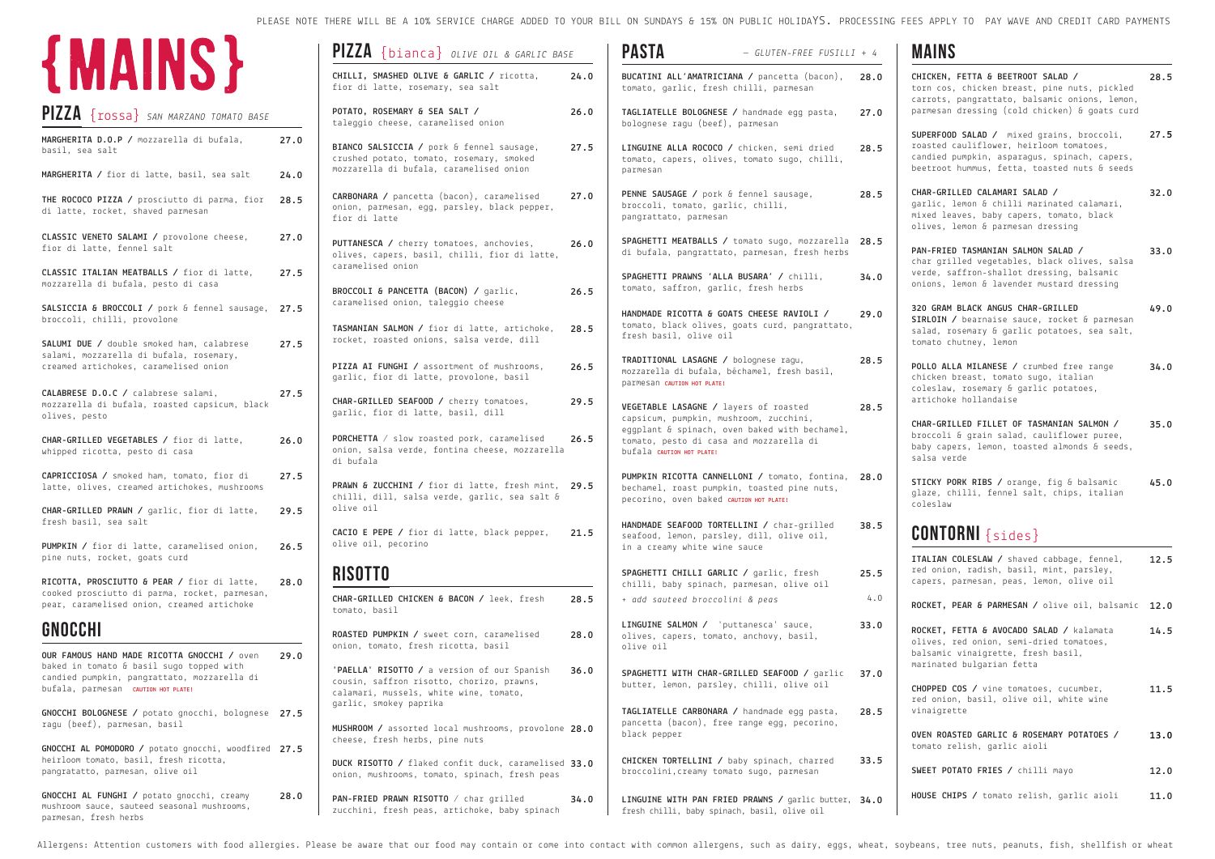PLEASE NOTE THERE WILL BE A 10% SERVICE CHARGE ADDED TO YOUR BILL ON SUNDAYS & 15% ON PUBLIC HOLIDAYS. PROCESSING FEES APPLY TO PAY WAVE AND CREDIT CARD PAYMENTS

# {MAINS}

## PIZZA {rossa} *SAN MARZANO TOMATO BASE*

**MARGHERITA D.O.P** / mozzarella di bufala, basil, sea salt — **27.0**

**MARGHERITA** / fior di latte, basil, sea salt — **24.0**

**THE ROCOCO PIZZA** / prosciutto di parma, fior di latte, rocket, shaved parmesan — **28.5**

**CLASSIC VENETO SALAMI** / provolone cheese, fior di latte, fennel salt — **27.0**

**CLASSIC ITALIAN MEATBALLS** / fior di latte, mozzarella di bufala, pesto di casa — **27.5**

**SALSICCIA & BROCCOLI** / pork & fennel sausage, broccoli, chilli, provolone — **27.5**

**SALUMI DUE** / double smoked ham, calabrese salami, mozzarella di bufala, rosemary, creamed artichokes, caramelised onion — **27.5**

**CALABRESE D.O.C** / calabrese salami, mozzarella di bufala, roasted capsicum, black olives, pesto — **27.5**

**CHAR-GRILLED VEGETABLES** / fior di latte, whipped ricotta, pesto di casa — **26.0**

**CAPRICCIOSA** / smoked ham, tomato, fior di latte, olives, creamed artichokes, mushrooms — **27.5**

**CHAR-GRILLED PRAWN** / garlic, fior di latte, fresh basil, sea salt — **29.5**

**PUMPKIN** / fior di latte, caramelised onion, pine nuts, rocket, goats curd — **26.5**

**RICOTTA, PROSCIUTTO & PEAR** / fior di latte, cooked prosciutto di parma, rocket, parmesan, pear, caramelised onion, creamed artichoke — **28.0**

## GNOCCHI

**OUR FAMOUS HAND MADE RICOTTA GNOCCHI** / oven baked in tomato & basil sugo topped with candied pumpkin, pangrattato, mozzarella di bufala, parmesan CAUTION HOT PLATE! — **29.0**

**GNOCCHI BOLOGNESE** / potato gnocchi, bolognese ragu (beef), parmesan, basil — **27.5**

**GNOCCHI AL POMODORO** / potato gnocchi, woodfired heirloom tomato, basil, fresh ricotta, pangratatto, parmesan, olive oil — **27.5**

**GNOCCHI AL FUNGHI** / potato gnocchi, creamy mushroom sauce, sauteed seasonal mushrooms, parmesan, fresh herbs — **28.0**

## PIZZA {bianca} *OLIVE OIL & GARLIC BASE*

**CHILLI, SMASHED OLIVE & GARLIC** / ricotta, fior di latte, rosemary, sea salt — **24.0**

**POTATO, ROSEMARY & SEA SALT** / taleggio cheese, caramelised onion — **26.0**

**BIANCO SALSICCIA** / pork & fennel sausage, crushed potato, tomato, rosemary, smoked mozzarella di bufala, caramelised onion — **27.5**

**CARBONARA** / pancetta (bacon), caramelised onion, parmesan, egg, parsley, black pepper, fior di latte — **27.0**

**PUTTANESCA** / cherry tomatoes, anchovies, olives, capers, basil, chilli, fior di latte, caramelised onion — **26.0**

**BROCCOLI & PANCETTA (BACON)** / garlic, caramelised onion, taleggio cheese — **26.5**

**TASMANIAN SALMON** / fior di latte, artichoke, rocket, roasted onions, salsa verde, dill — **28.5**

**PIZZA AI FUNGHI** / assortment of mushrooms, garlic, fior di latte, provolone, basil — **26.5**

**CHAR-GRILLED SEAFOOD** / cherry tomatoes, garlic, fior di latte, basil, dill — **29.5**

**PORCHETTA** / slow roasted pork, caramelised onion, salsa verde, fontina cheese, mozzarella di bufala — **26.5**

**PRAWN & ZUCCHINI** / fior di latte, fresh mint, chilli, dill, salsa verde, garlic, sea salt & olive oil — **29.5**

**CACIO E PEPE** / fior di latte, black pepper, olive oil, pecorino — **21.5**

## RISOTTO

**CHAR-GRILLED CHICKEN & BACON** / leek, fresh tomato, basil — **28.5**

**ROASTED PUMPKIN** / sweet corn, caramelised onion, tomato, fresh ricotta, basil — **28.0**

**'PAELLA' RISOTTO** / a version of our Spanish cousin, saffron risotto, chorizo, prawns, calamari, mussels, white wine, tomato, garlic, smokey paprika — **36.0**

**MUSHROOM** / assorted local mushrooms, provolone cheese, fresh herbs, pine nuts — **28.0**

**DUCK RISOTTO** / flaked confit duck, caramelised onion, mushrooms, tomato, spinach, fresh peas — **33.0**

**PAN-FRIED PRAWN RISOTTO** / char grilled zucchini, fresh peas, artichoke, baby spinach — **34.0**

## PASTA *– GLUTEN-FREE FUSILLI + 4*

**BUCATINI ALL'AMATRICIANA** / pancetta (bacon), tomato, garlic, fresh chilli, parmesan — **28.0**

**TAGLIATELLE BOLOGNESE** / handmade egg pasta, bolognese ragu (beef), parmesan — **27.0**

**LINGUINE ALLA ROCOCO** / chicken, semi dried tomato, capers, olives, tomato sugo, chilli, parmesan — **28.5**

**PENNE SAUSAGE** / pork & fennel sausage, broccoli, tomato, garlic, chilli, pangrattato, parmesan — **28.5**

**SPAGHETTI MEATBALLS** / tomato sugo, mozzarella di bufala, pangrattato, parmesan, fresh herbs — **28.5**

**SPAGHETTI PRAWNS 'ALLA BUSARA'** / chilli, tomato, saffron, garlic, fresh herbs — **34.0**

**HANDMADE RICOTTA & GOATS CHEESE RAVIOLI** / tomato, black olives, goats curd, pangrattato, fresh basil, olive oil — **29.0**

**TRADITIONAL LASAGNE** / bolognese ragu, mozzarella di bufala, bèchamel, fresh basil, parmesan CAUTION HOT PLATE! — **28.5**

**VEGETABLE LASAGNE** / layers of roasted capsicum, pumpkin, mushroom, zucchini, eggplant & spinach, oven baked with bechamel, tomato, pesto di casa and mozzarella di bufala CAUTION HOT PLATE! — **28.5**

**PUMPKIN RICOTTA CANNELLONI** / tomato, fontina, bechamel, roast pumpkin, toasted pine nuts, pecorino, oven baked CAUTION HOT PLATE! — **28.0**

**HANDMADE SEAFOOD TORTELLINI** / char-grilled seafood, lemon, parsley, dill, olive oil, in a creamy white wine sauce — **38.5**

**SPAGHETTI CHILLI GARLIC** / garlic, fresh chilli, baby spinach, parmesan, olive oil — **25.5**

*+ add sauteed broccolini & peas* — 4.0

**LINGUINE SALMON** / 'puttanesca' sauce, olives, capers, tomato, anchovy, basil, olive oil — **33.0**

**SPAGHETTI WITH CHAR-GRILLED SEAFOOD** / garlic butter, lemon, parsley, chilli, olive oil — **37.0**

**TAGLIATELLE CARBONARA** / handmade egg pasta, pancetta (bacon), free range egg, pecorino, black pepper — **28.5**

**CHICKEN TORTELLINI** / baby spinach, charred broccolini,creamy tomato sugo, parmesan — **33.5**

**LINGUINE WITH PAN FRIED PRAWNS** / garlic butter, fresh chilli, baby spinach, basil, olive oil — **34.0**

## MAINS

**CHICKEN, FETTA & BEETROOT SALAD** / torn cos, chicken breast, pine nuts, pickled carrots, pangrattato, balsamic onions, lemon, parmesan dressing (cold chicken) & goats curd — **28.5**

**SUPERFOOD SALAD** / mixed grains, broccoli, roasted cauliflower, heirloom tomatoes, candied pumpkin, asparagus, spinach, capers, beetroot hummus, fetta, toasted nuts & seeds — **27.5**

**CHAR-GRILLED CALAMARI SALAD** / garlic, lemon & chilli marinated calamari, mixed leaves, baby capers, tomato, black olives, lemon & parmesan dressing — **32.0**

**PAN-FRIED TASMANIAN SALMON SALAD** / char grilled vegetables, black olives, salsa verde, saffron-shallot dressing, balsamic onions, lemon & lavender mustard dressing — **33.0**

**320 GRAM BLACK ANGUS CHAR-GRILLED SIRLOIN** / bearnaise sauce, rocket & parmesan salad, rosemary & garlic potatoes, sea salt, tomato chutney, lemon — **49.0**

**POLLO ALLA MILANESE** / crumbed free range chicken breast, tomato sugo, italian coleslaw, rosemary & garlic potatoes, artichoke hollandaise — **34.0**

**CHAR-GRILLED FILLET OF TASMANIAN SALMON** / broccoli & grain salad, cauliflower puree, baby capers, lemon, toasted almonds & seeds, salsa verde — **35.0**

**STICKY PORK RIBS** / orange, fig & balsamic glaze, chilli, fennel salt, chips, italian coleslaw — **45.0**

## CONTORNI {sides}

**ITALIAN COLESLAW** / shaved cabbage, fennel, red onion, radish, basil, mint, parsley, capers, parmesan, peas, lemon, olive oil — **12.5**

**ROCKET, PEAR & PARMESAN** / olive oil, balsamic — **12.0**

**ROCKET, FETTA & AVOCADO SALAD** / kalamata olives, red onion, semi-dried tomatoes, balsamic vinaigrette, fresh basil, marinated bulgarian fetta — **14.5**

**CHOPPED COS** / vine tomatoes, cucumber, red onion, basil, olive oil, white wine vinaigrette — **11.5**

**OVEN ROASTED GARLIC & ROSEMARY POTATOES** / tomato relish, garlic aioli — **13.0**

**SWEET POTATO FRIES** / chilli mayo — **12.0**

**HOUSE CHIPS** / tomato relish, garlic aioli — **11.0**

Allergens: Attention customers with food allergies. Please be aware that our food may contain or come into contact with common allergens, such as dairy, eggs, wheat, soybeans, tree nuts, peanuts, fish, shellfish or wheat